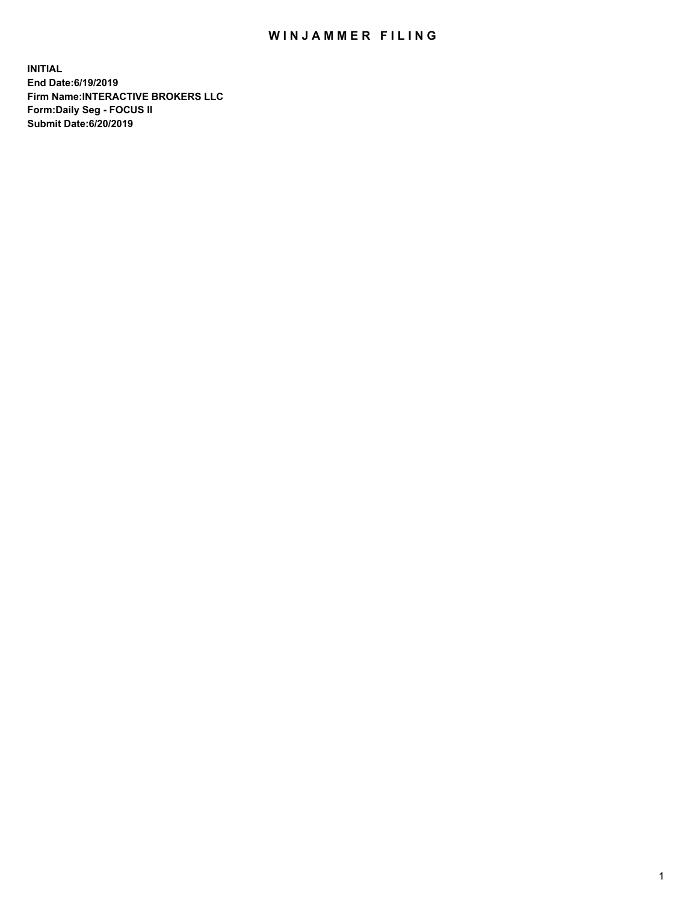# WINJAMMER FILING

**INITIAL**
**End Date:6/19/2019**
**Firm Name:INTERACTIVE BROKERS LLC**
**Form:Daily Seg - FOCUS II**
**Submit Date:6/20/2019**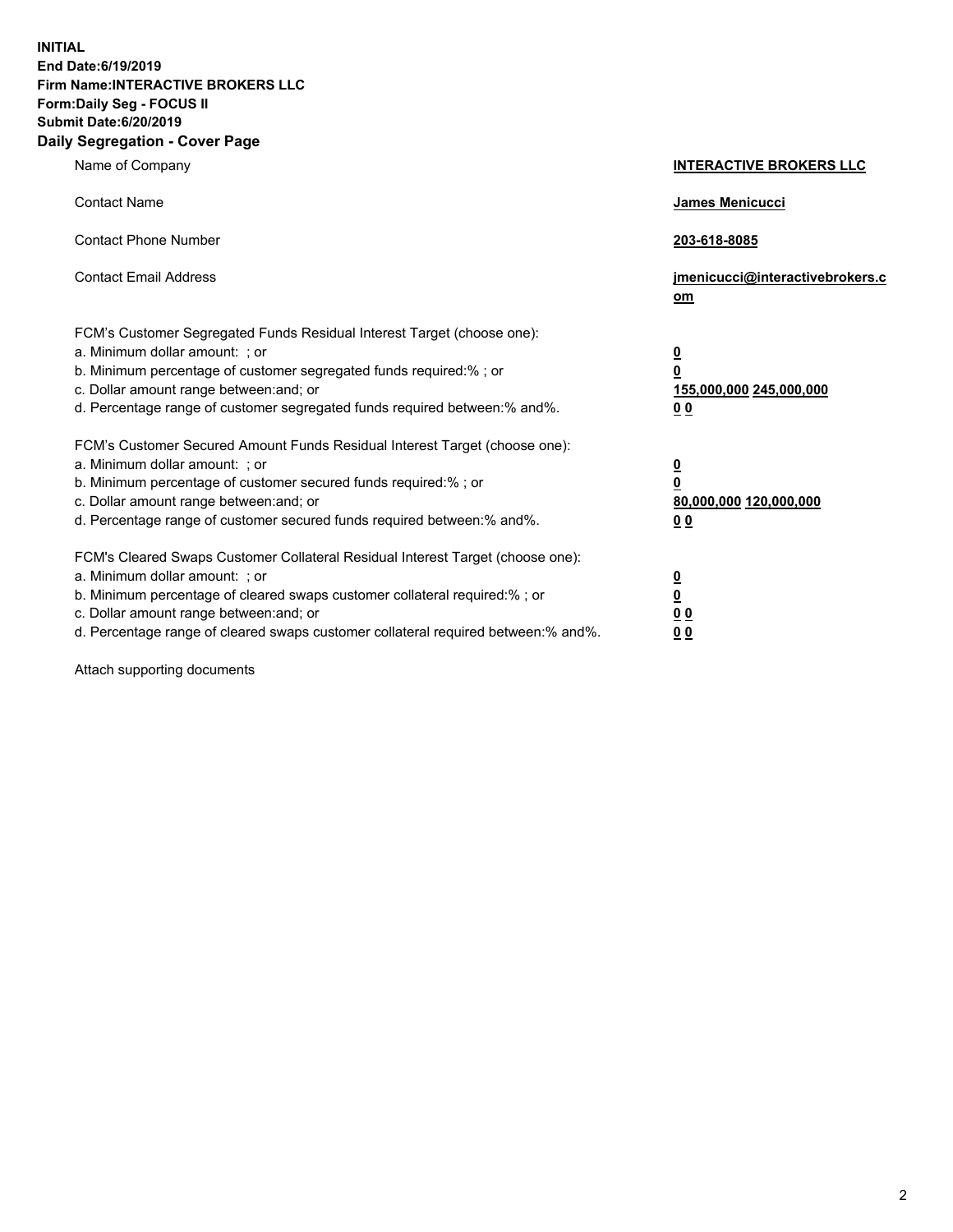**INITIAL**
**End Date:6/19/2019**
**Firm Name:INTERACTIVE BROKERS LLC**
**Form:Daily Seg - FOCUS II**
**Submit Date:6/20/2019**
**Daily Segregation - Cover Page**

| | |
|---|---|
| Name of Company | **INTERACTIVE BROKERS LLC** |
| Contact Name | **James Menicucci** |
| Contact Phone Number | **203-618-8085** |
| Contact Email Address | **jmenicucci@interactivebrokers.com** |
| FCM's Customer Segregated Funds Residual Interest Target (choose one): | |
| a. Minimum dollar amount: ; or | **0** |
| b. Minimum percentage of customer segregated funds required:% ; or | **0** |
| c. Dollar amount range between:and; or | **155,000,000 245,000,000** |
| d. Percentage range of customer segregated funds required between:% and%. | **0 0** |
| FCM's Customer Secured Amount Funds Residual Interest Target (choose one): | |
| a. Minimum dollar amount: ; or | **0** |
| b. Minimum percentage of customer secured funds required:% ; or | **0** |
| c. Dollar amount range between:and; or | **80,000,000 120,000,000** |
| d. Percentage range of customer secured funds required between:% and%. | **0 0** |
| FCM's Cleared Swaps Customer Collateral Residual Interest Target (choose one): | |
| a. Minimum dollar amount: ; or | **0** |
| b. Minimum percentage of cleared swaps customer collateral required:% ; or | **0** |
| c. Dollar amount range between:and; or | **0 0** |
| d. Percentage range of cleared swaps customer collateral required between:% and%. | **0 0** |

Attach supporting documents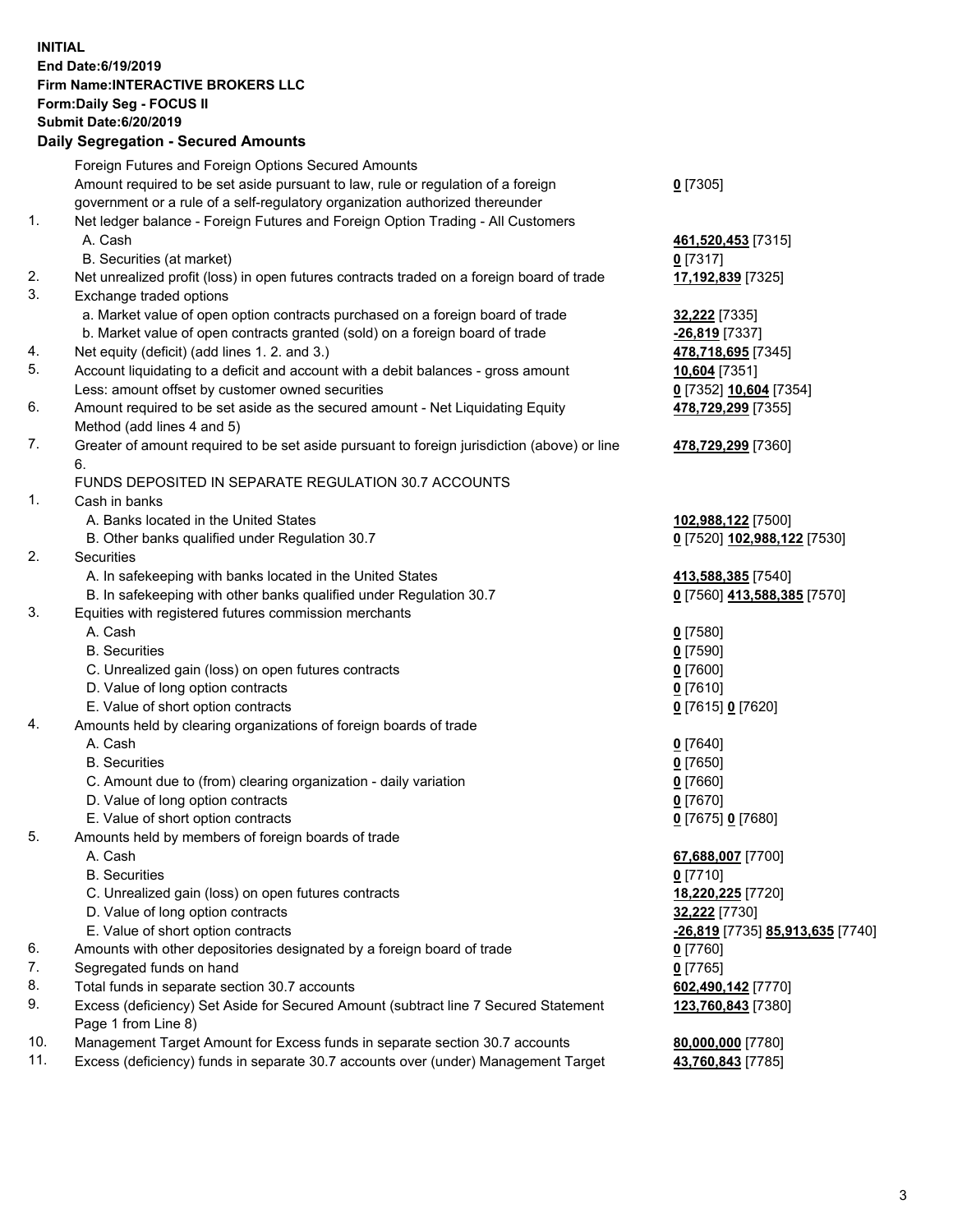**INITIAL**
**End Date:6/19/2019**
**Firm Name:INTERACTIVE BROKERS LLC**
**Form:Daily Seg - FOCUS II**
**Submit Date:6/20/2019**
**Daily Segregation - Secured Amounts**

| | | |
|---|---|---|
| | Foreign Futures and Foreign Options Secured Amounts | |
| | Amount required to be set aside pursuant to law, rule or regulation of a foreign government or a rule of a self-regulatory organization authorized thereunder | **0** [7305] |
| 1. | Net ledger balance - Foreign Futures and Foreign Option Trading - All Customers | |
| | A. Cash | **461,520,453** [7315] |
| | B. Securities (at market) | **0** [7317] |
| 2. | Net unrealized profit (loss) in open futures contracts traded on a foreign board of trade | **17,192,839** [7325] |
| 3. | Exchange traded options | |
| | a. Market value of open option contracts purchased on a foreign board of trade | **32,222** [7335] |
| | b. Market value of open contracts granted (sold) on a foreign board of trade | **-26,819** [7337] |
| 4. | Net equity (deficit) (add lines 1. 2. and 3.) | **478,718,695** [7345] |
| 5. | Account liquidating to a deficit and account with a debit balances - gross amount | **10,604** [7351] |
| | Less: amount offset by customer owned securities | **0** [7352] **10,604** [7354] |
| 6. | Amount required to be set aside as the secured amount - Net Liquidating Equity Method (add lines 4 and 5) | **478,729,299** [7355] |
| 7. | Greater of amount required to be set aside pursuant to foreign jurisdiction (above) or line 6. | **478,729,299** [7360] |
| | FUNDS DEPOSITED IN SEPARATE REGULATION 30.7 ACCOUNTS | |
| 1. | Cash in banks | |
| | A. Banks located in the United States | **102,988,122** [7500] |
| | B. Other banks qualified under Regulation 30.7 | **0** [7520] **102,988,122** [7530] |
| 2. | Securities | |
| | A. In safekeeping with banks located in the United States | **413,588,385** [7540] |
| | B. In safekeeping with other banks qualified under Regulation 30.7 | **0** [7560] **413,588,385** [7570] |
| 3. | Equities with registered futures commission merchants | |
| | A. Cash | **0** [7580] |
| | B. Securities | **0** [7590] |
| | C. Unrealized gain (loss) on open futures contracts | **0** [7600] |
| | D. Value of long option contracts | **0** [7610] |
| | E. Value of short option contracts | **0** [7615] **0** [7620] |
| 4. | Amounts held by clearing organizations of foreign boards of trade | |
| | A. Cash | **0** [7640] |
| | B. Securities | **0** [7650] |
| | C. Amount due to (from) clearing organization - daily variation | **0** [7660] |
| | D. Value of long option contracts | **0** [7670] |
| | E. Value of short option contracts | **0** [7675] **0** [7680] |
| 5. | Amounts held by members of foreign boards of trade | |
| | A. Cash | **67,688,007** [7700] |
| | B. Securities | **0** [7710] |
| | C. Unrealized gain (loss) on open futures contracts | **18,220,225** [7720] |
| | D. Value of long option contracts | **32,222** [7730] |
| | E. Value of short option contracts | **-26,819** [7735] **85,913,635** [7740] |
| 6. | Amounts with other depositories designated by a foreign board of trade | **0** [7760] |
| 7. | Segregated funds on hand | **0** [7765] |
| 8. | Total funds in separate section 30.7 accounts | **602,490,142** [7770] |
| 9. | Excess (deficiency) Set Aside for Secured Amount (subtract line 7 Secured Statement Page 1 from Line 8) | **123,760,843** [7380] |
| 10. | Management Target Amount for Excess funds in separate section 30.7 accounts | **80,000,000** [7780] |
| 11. | Excess (deficiency) funds in separate 30.7 accounts over (under) Management Target | **43,760,843** [7785] |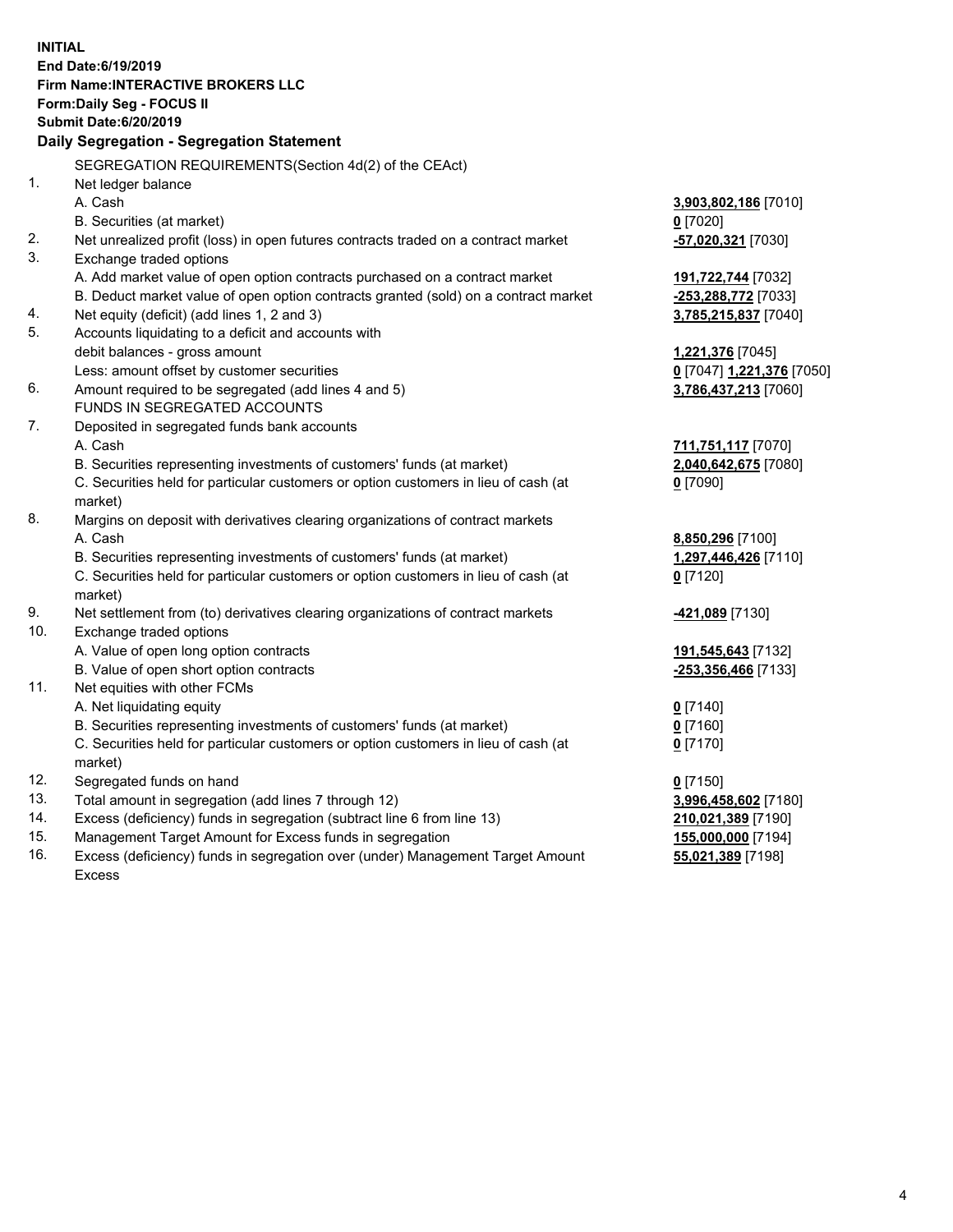**INITIAL**
**End Date:6/19/2019**
**Firm Name:INTERACTIVE BROKERS LLC**
**Form:Daily Seg - FOCUS II**
**Submit Date:6/20/2019**

### Daily Segregation - Segregation Statement

SEGREGATION REQUIREMENTS(Section 4d(2) of the CEAct)

| | | |
|---|---|---|
| 1. | Net ledger balance | |
| | A. Cash | **3,903,802,186** [7010] |
| | B. Securities (at market) | **0** [7020] |
| 2. | Net unrealized profit (loss) in open futures contracts traded on a contract market | **-57,020,321** [7030] |
| 3. | Exchange traded options | |
| | A. Add market value of open option contracts purchased on a contract market | **191,722,744** [7032] |
| | B. Deduct market value of open option contracts granted (sold) on a contract market | **-253,288,772** [7033] |
| 4. | Net equity (deficit) (add lines 1, 2 and 3) | **3,785,215,837** [7040] |
| 5. | Accounts liquidating to a deficit and accounts with debit balances - gross amount | **1,221,376** [7045] |
| | Less: amount offset by customer securities | **0** [7047] **1,221,376** [7050] |
| 6. | Amount required to be segregated (add lines 4 and 5) | **3,786,437,213** [7060] |
| | FUNDS IN SEGREGATED ACCOUNTS | |
| 7. | Deposited in segregated funds bank accounts | |
| | A. Cash | **711,751,117** [7070] |
| | B. Securities representing investments of customers' funds (at market) | **2,040,642,675** [7080] |
| | C. Securities held for particular customers or option customers in lieu of cash (at market) | **0** [7090] |
| 8. | Margins on deposit with derivatives clearing organizations of contract markets | |
| | A. Cash | **8,850,296** [7100] |
| | B. Securities representing investments of customers' funds (at market) | **1,297,446,426** [7110] |
| | C. Securities held for particular customers or option customers in lieu of cash (at market) | **0** [7120] |
| 9. | Net settlement from (to) derivatives clearing organizations of contract markets | **-421,089** [7130] |
| 10. | Exchange traded options | |
| | A. Value of open long option contracts | **191,545,643** [7132] |
| | B. Value of open short option contracts | **-253,356,466** [7133] |
| 11. | Net equities with other FCMs | |
| | A. Net liquidating equity | **0** [7140] |
| | B. Securities representing investments of customers' funds (at market) | **0** [7160] |
| | C. Securities held for particular customers or option customers in lieu of cash (at market) | **0** [7170] |
| 12. | Segregated funds on hand | **0** [7150] |
| 13. | Total amount in segregation (add lines 7 through 12) | **3,996,458,602** [7180] |
| 14. | Excess (deficiency) funds in segregation (subtract line 6 from line 13) | **210,021,389** [7190] |
| 15. | Management Target Amount for Excess funds in segregation | **155,000,000** [7194] |
| 16. | Excess (deficiency) funds in segregation over (under) Management Target Amount Excess | **55,021,389** [7198] |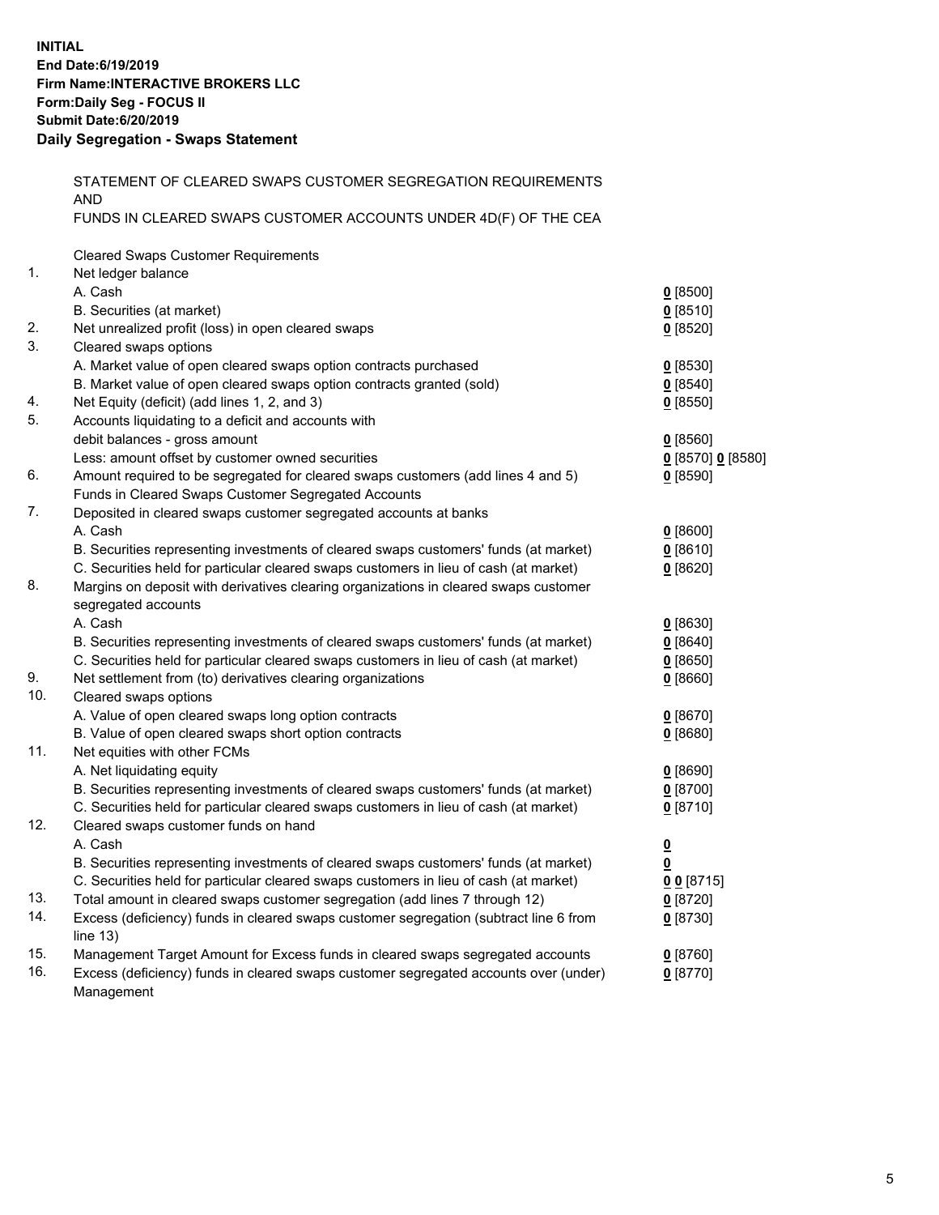**INITIAL**
**End Date:6/19/2019**
**Firm Name:INTERACTIVE BROKERS LLC**
**Form:Daily Seg - FOCUS II**
**Submit Date:6/20/2019**
**Daily Segregation - Swaps Statement**

STATEMENT OF CLEARED SWAPS CUSTOMER SEGREGATION REQUIREMENTS
AND
FUNDS IN CLEARED SWAPS CUSTOMER ACCOUNTS UNDER 4D(F) OF THE CEA

| | | |
|---|---|---|
| | Cleared Swaps Customer Requirements | |
| 1. | Net ledger balance | |
| | A. Cash | 0 [8500] |
| | B. Securities (at market) | 0 [8510] |
| 2. | Net unrealized profit (loss) in open cleared swaps | 0 [8520] |
| 3. | Cleared swaps options | |
| | A. Market value of open cleared swaps option contracts purchased | 0 [8530] |
| | B. Market value of open cleared swaps option contracts granted (sold) | 0 [8540] |
| 4. | Net Equity (deficit) (add lines 1, 2, and 3) | 0 [8550] |
| 5. | Accounts liquidating to a deficit and accounts with | |
| | debit balances - gross amount | 0 [8560] |
| | Less: amount offset by customer owned securities | 0 [8570] 0 [8580] |
| 6. | Amount required to be segregated for cleared swaps customers (add lines 4 and 5) | 0 [8590] |
| | Funds in Cleared Swaps Customer Segregated Accounts | |
| 7. | Deposited in cleared swaps customer segregated accounts at banks | |
| | A. Cash | 0 [8600] |
| | B. Securities representing investments of cleared swaps customers' funds (at market) | 0 [8610] |
| | C. Securities held for particular cleared swaps customers in lieu of cash (at market) | 0 [8620] |
| 8. | Margins on deposit with derivatives clearing organizations in cleared swaps customer segregated accounts | |
| | A. Cash | 0 [8630] |
| | B. Securities representing investments of cleared swaps customers' funds (at market) | 0 [8640] |
| | C. Securities held for particular cleared swaps customers in lieu of cash (at market) | 0 [8650] |
| 9. | Net settlement from (to) derivatives clearing organizations | 0 [8660] |
| 10. | Cleared swaps options | |
| | A. Value of open cleared swaps long option contracts | 0 [8670] |
| | B. Value of open cleared swaps short option contracts | 0 [8680] |
| 11. | Net equities with other FCMs | |
| | A. Net liquidating equity | 0 [8690] |
| | B. Securities representing investments of cleared swaps customers' funds (at market) | 0 [8700] |
| | C. Securities held for particular cleared swaps customers in lieu of cash (at market) | 0 [8710] |
| 12. | Cleared swaps customer funds on hand | |
| | A. Cash | 0 |
| | B. Securities representing investments of cleared swaps customers' funds (at market) | 0 |
| | C. Securities held for particular cleared swaps customers in lieu of cash (at market) | 0 0 [8715] |
| 13. | Total amount in cleared swaps customer segregation (add lines 7 through 12) | 0 [8720] |
| 14. | Excess (deficiency) funds in cleared swaps customer segregation (subtract line 6 from line 13) | 0 [8730] |
| 15. | Management Target Amount for Excess funds in cleared swaps segregated accounts | 0 [8760] |
| 16. | Excess (deficiency) funds in cleared swaps customer segregated accounts over (under) Management | 0 [8770] |